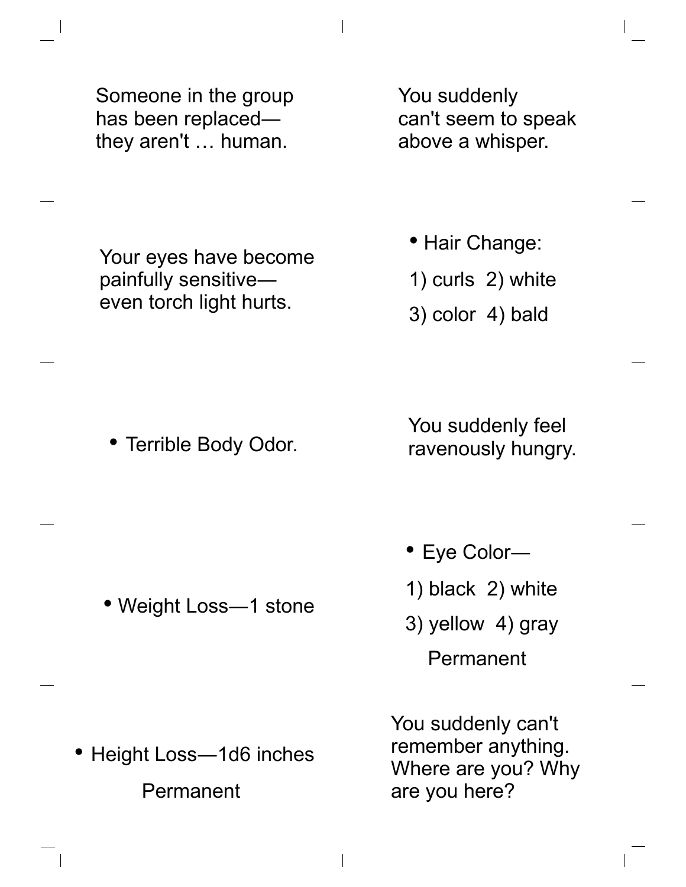Someone in the group has been replaced—they aren't … human.

You suddenly can't seem to speak above a whisper.

Your eyes have become painfully sensitive—even torch light hurts.

- Hair Change:

1) curls 2) white

3) color 4) bald

- Terrible Body Odor.

You suddenly feel ravenously hungry.

- Weight Loss—1 stone

- Eye Color—

1) black 2) white

3) yellow 4) gray

Permanent

- Height Loss—1d6 inches

Permanent

You suddenly can't remember anything. Where are you? Why are you here?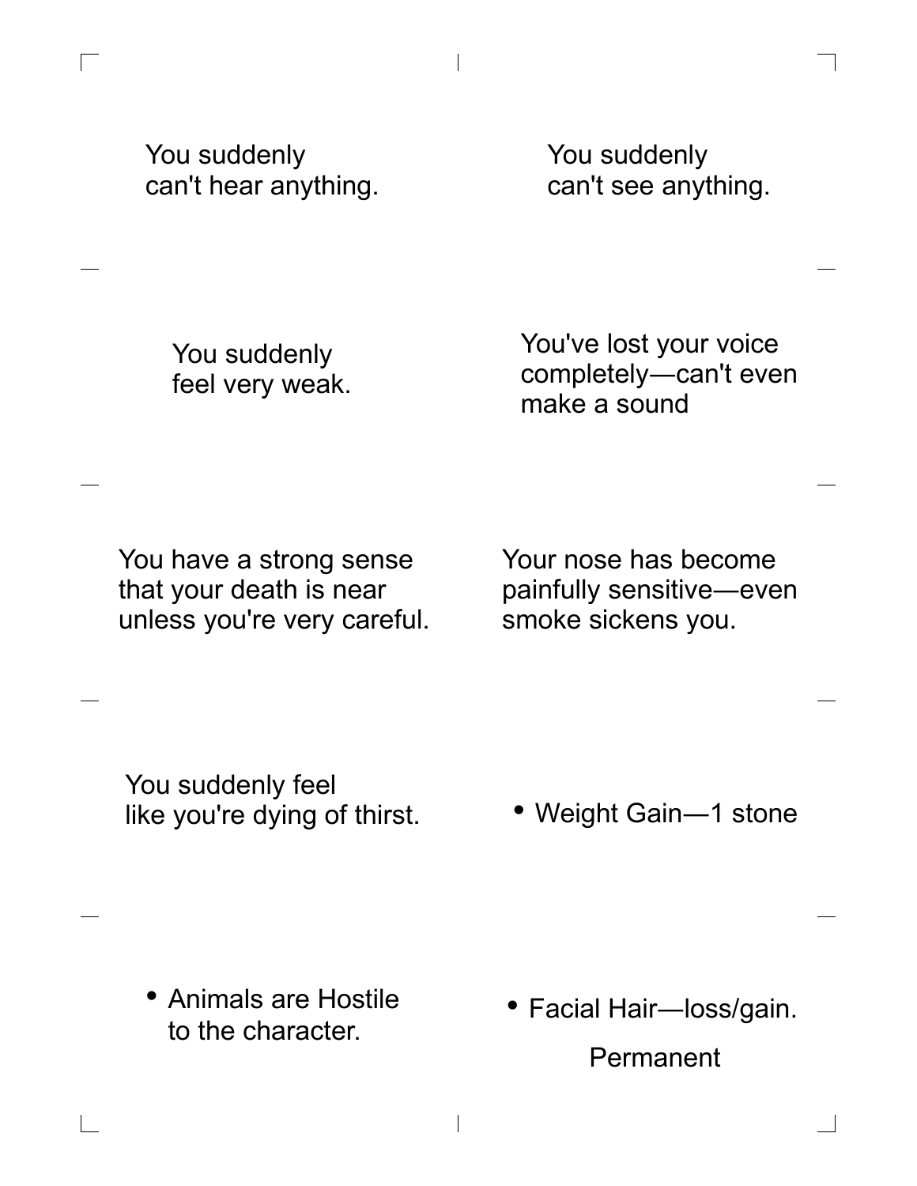You suddenly can't hear anything.

You suddenly can't see anything.

You suddenly feel very weak.

You've lost your voice completely—can't even make a sound

You have a strong sense that your death is near unless you're very careful.

Your nose has become painfully sensitive—even smoke sickens you.

You suddenly feel like you're dying of thirst.

- Weight Gain—1 stone

- Animals are Hostile to the character.

- Facial Hair—loss/gain.

Permanent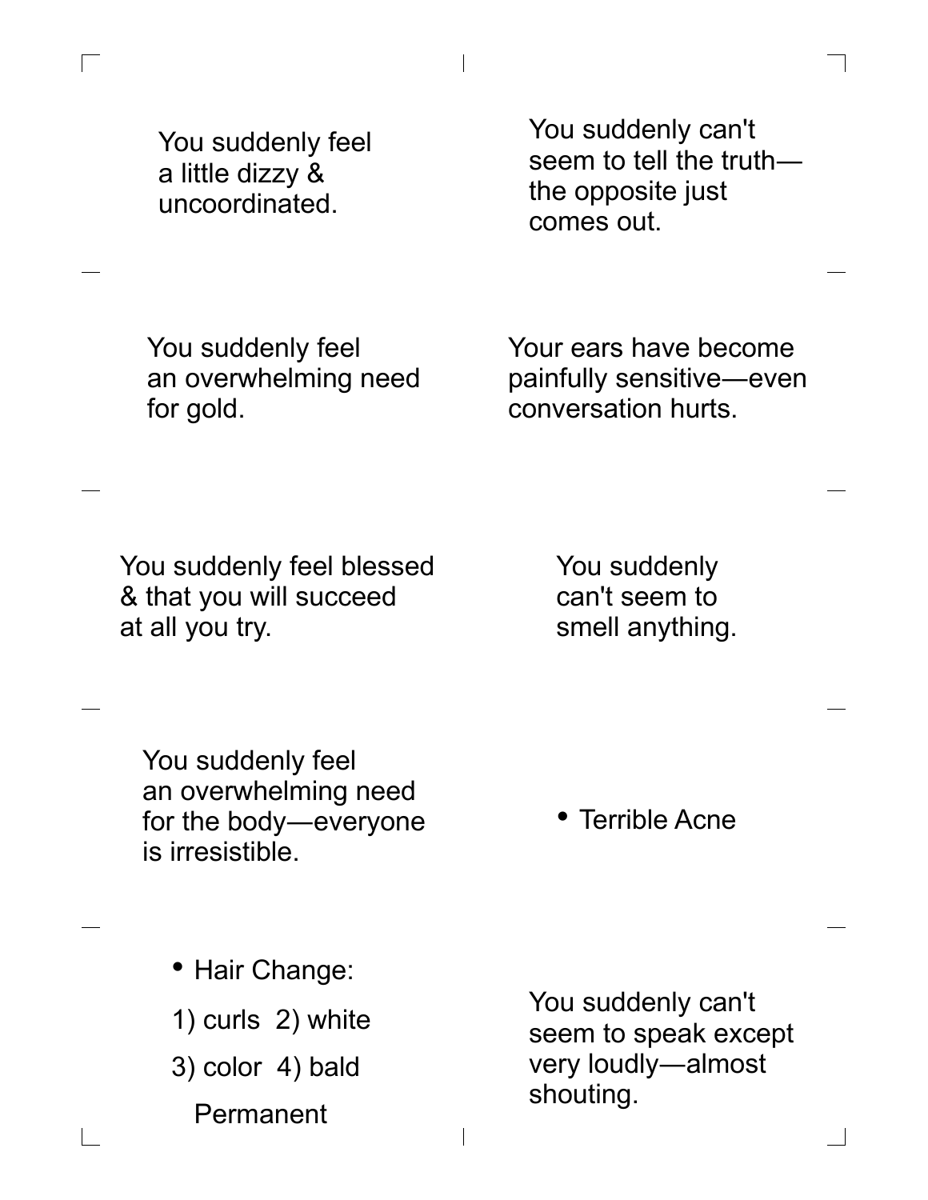You suddenly feel a little dizzy & uncoordinated.

You suddenly can't seem to tell the truth—the opposite just comes out.

You suddenly feel an overwhelming need for gold.

Your ears have become painfully sensitive—even conversation hurts.

You suddenly feel blessed & that you will succeed at all you try.

You suddenly can't seem to smell anything.

You suddenly feel an overwhelming need for the body—everyone is irresistible.

- Terrible Acne

- Hair Change:

1) curls 2) white

3) color 4) bald

Permanent

You suddenly can't seem to speak except very loudly—almost shouting.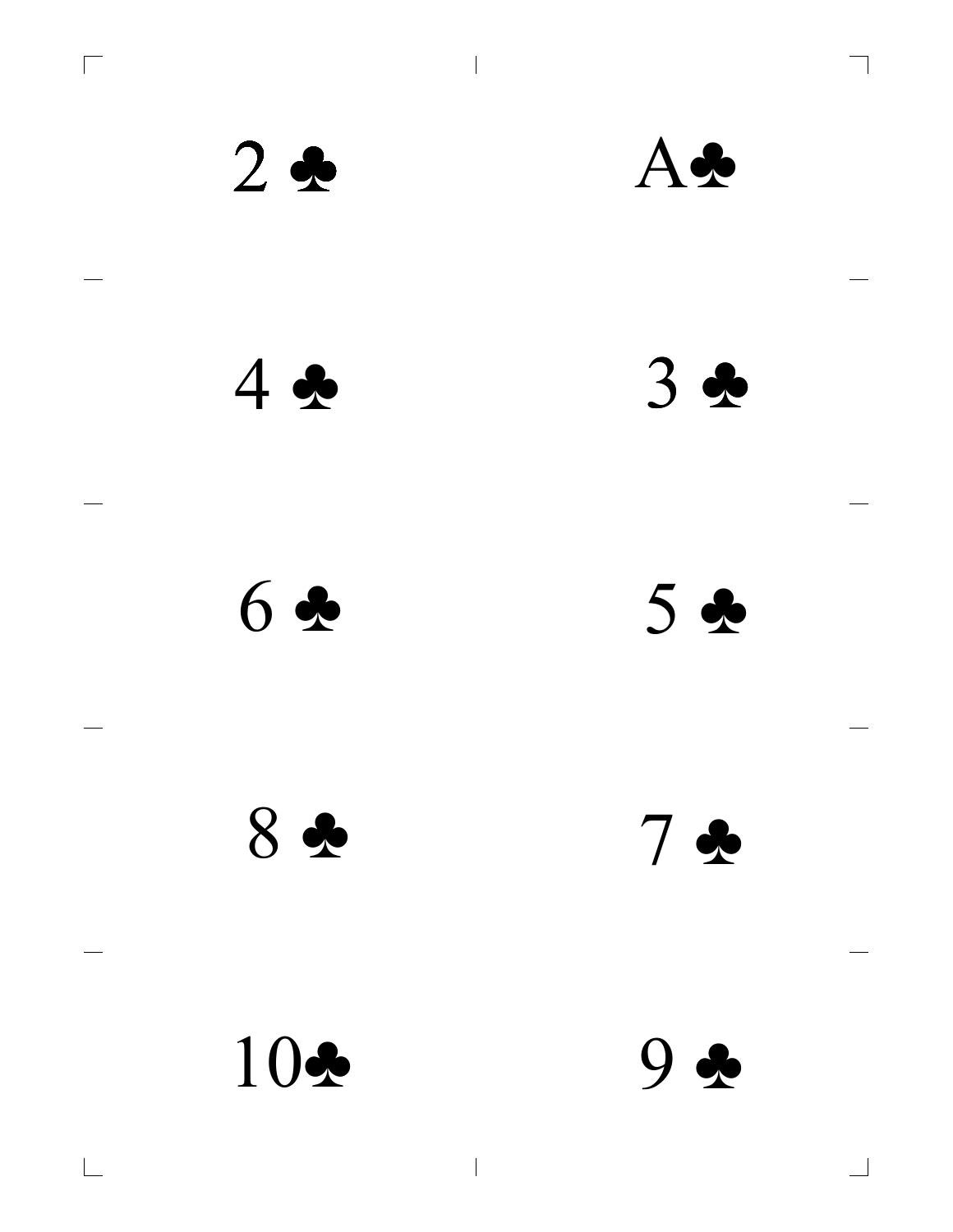2 ♣

A♣

4 ♣

3 ♣

6 ♣

5 ♣

8 ♣

7 ♣

10♣

9 ♣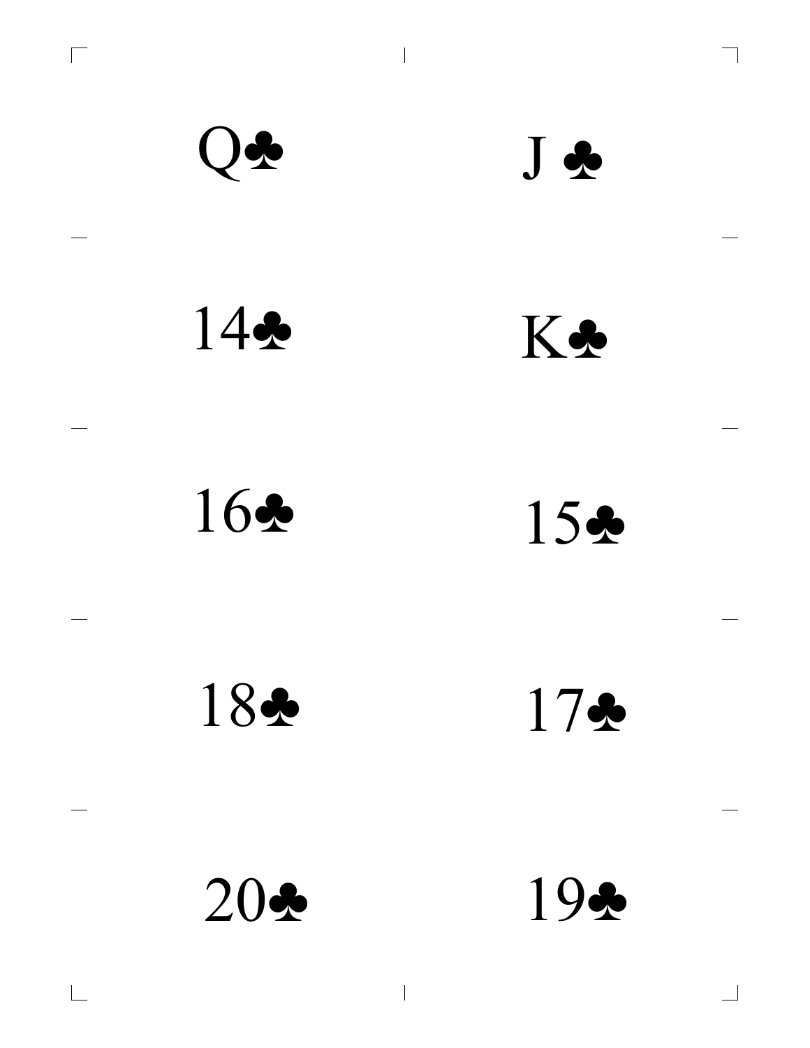Q♣

J ♣

14♣

K♣

16♣

15♣

18♣

17♣

20♣

19♣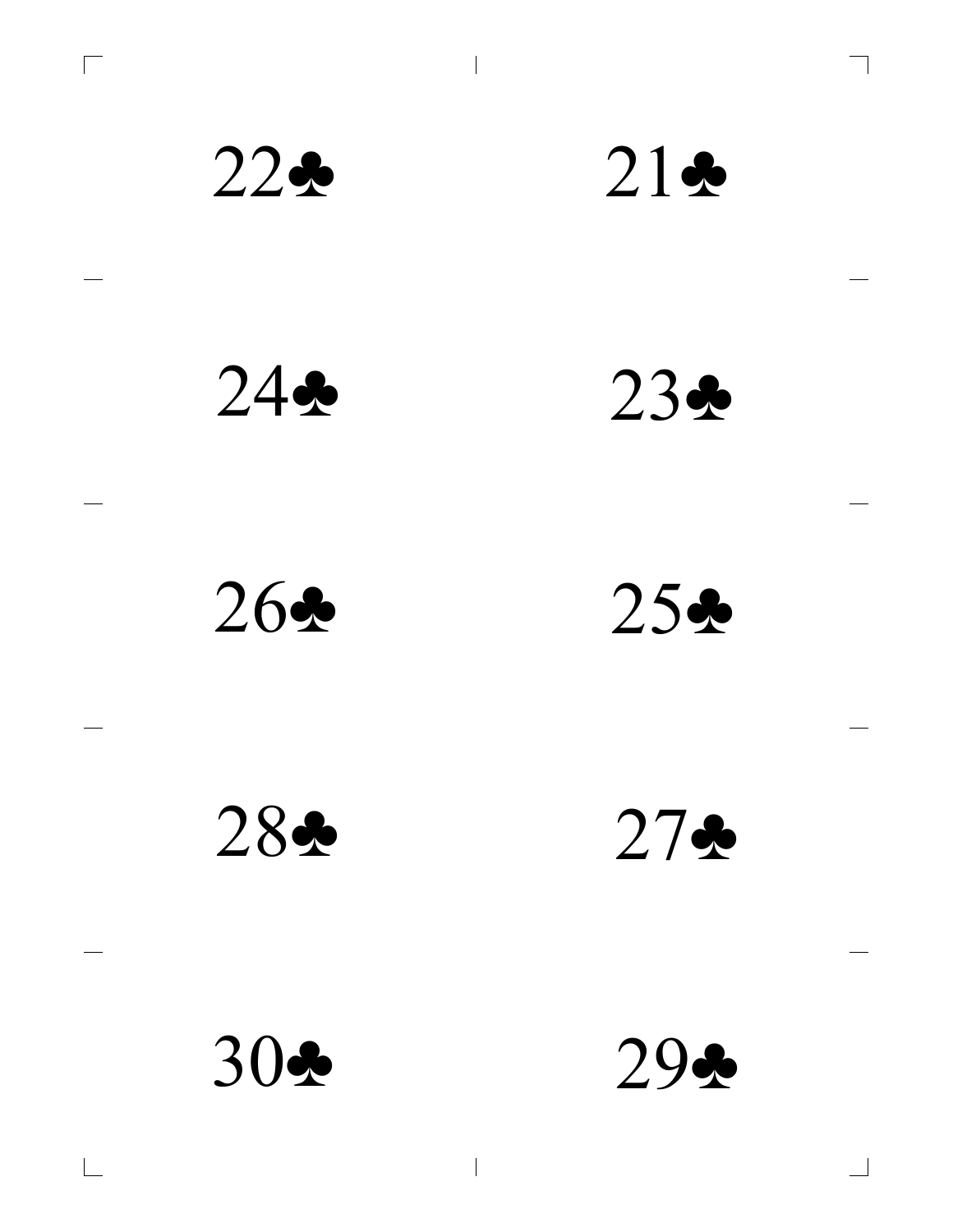22♣

21♣

24♣

23♣

26♣

25♣

28♣

27♣

30♣

29♣